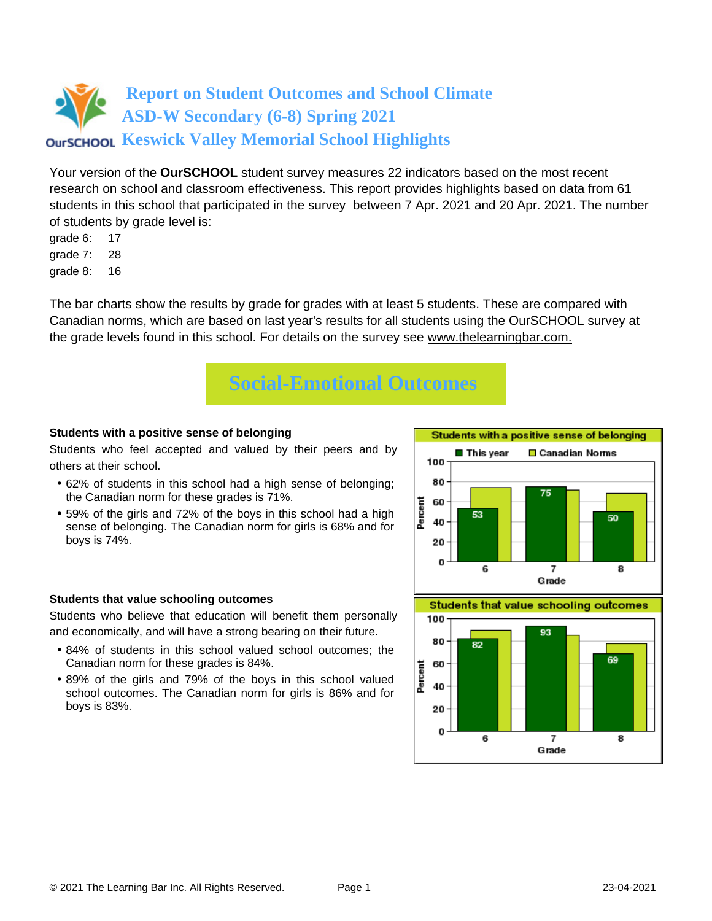# Report on Student Outcomes and School Climate
# ASD-W Secondary (6-8) Spring 2021
# Keswick Valley Memorial School Highlights

Your version of the **OurSCHOOL** student survey measures 22 indicators based on the most recent research on school and classroom effectiveness. This report provides highlights based on data from 61 students in this school that participated in the survey between 7 Apr. 2021 and 20 Apr. 2021. The number of students by grade level is:

grade 6: 17
grade 7: 28
grade 8: 16

The bar charts show the results by grade for grades with at least 5 students. These are compared with Canadian norms, which are based on last year's results for all students using the OurSCHOOL survey at the grade levels found in this school. For details on the survey see www.thelearningbar.com.

## Social-Emotional Outcomes

### Students with a positive sense of belonging

Students who feel accepted and valued by their peers and by others at their school.

- 62% of students in this school had a high sense of belonging; the Canadian norm for these grades is 71%.
- 59% of the girls and 72% of the boys in this school had a high sense of belonging. The Canadian norm for girls is 68% and for boys is 74%.

**Students with a positive sense of belonging**

| Grade | This year | Canadian Norms |
|---|---|---|
| 6 | 53 | |
| 7 | 75 | |
| 8 | 50 | |

### Students that value schooling outcomes

Students who believe that education will benefit them personally and economically, and will have a strong bearing on their future.

- 84% of students in this school valued school outcomes; the Canadian norm for these grades is 84%.
- 89% of the girls and 79% of the boys in this school valued school outcomes. The Canadian norm for girls is 86% and for boys is 83%.

**Students that value schooling outcomes**

| Grade | This year | Canadian Norms |
|---|---|---|
| 6 | 82 | |
| 7 | 93 | |
| 8 | 69 | |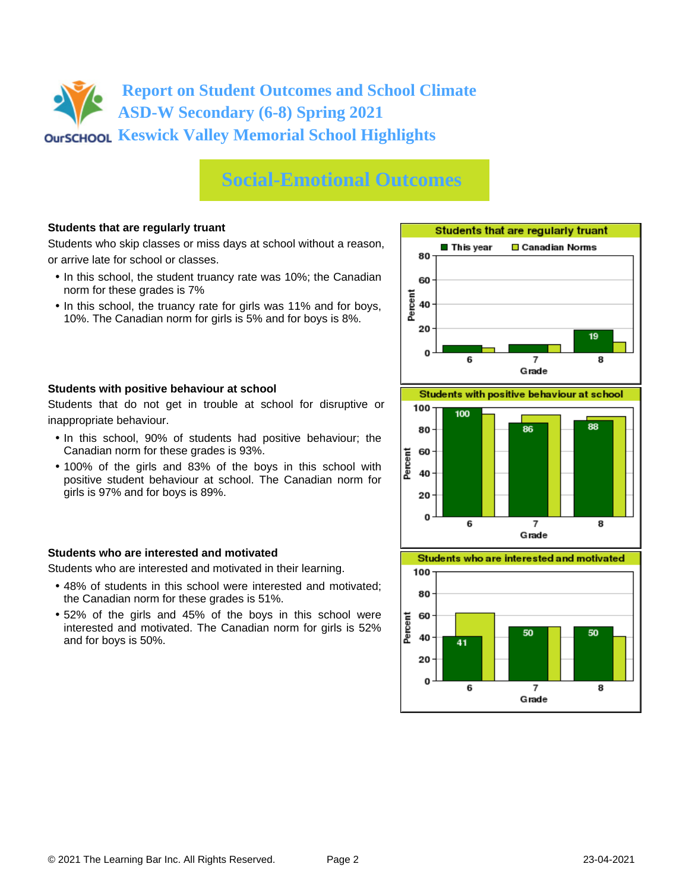# Report on Student Outcomes and School Climate
## ASD-W Secondary (6-8) Spring 2021
## Keswick Valley Memorial School Highlights

## Social-Emotional Outcomes

### Students that are regularly truant

Students who skip classes or miss days at school without a reason, or arrive late for school or classes.

- In this school, the student truancy rate was 10%; the Canadian norm for these grades is 7%
- In this school, the truancy rate for girls was 11% and for boys, 10%. The Canadian norm for girls is 5% and for boys is 8%.

### Students with positive behaviour at school

Students that do not get in trouble at school for disruptive or inappropriate behaviour.

- In this school, 90% of students had positive behaviour; the Canadian norm for these grades is 93%.
- 100% of the girls and 83% of the boys in this school with positive student behaviour at school. The Canadian norm for girls is 97% and for boys is 89%.

### Students who are interested and motivated

Students who are interested and motivated in their learning.

- 48% of students in this school were interested and motivated; the Canadian norm for these grades is 51%.
- 52% of the girls and 45% of the boys in this school were interested and motivated. The Canadian norm for girls is 52% and for boys is 50%.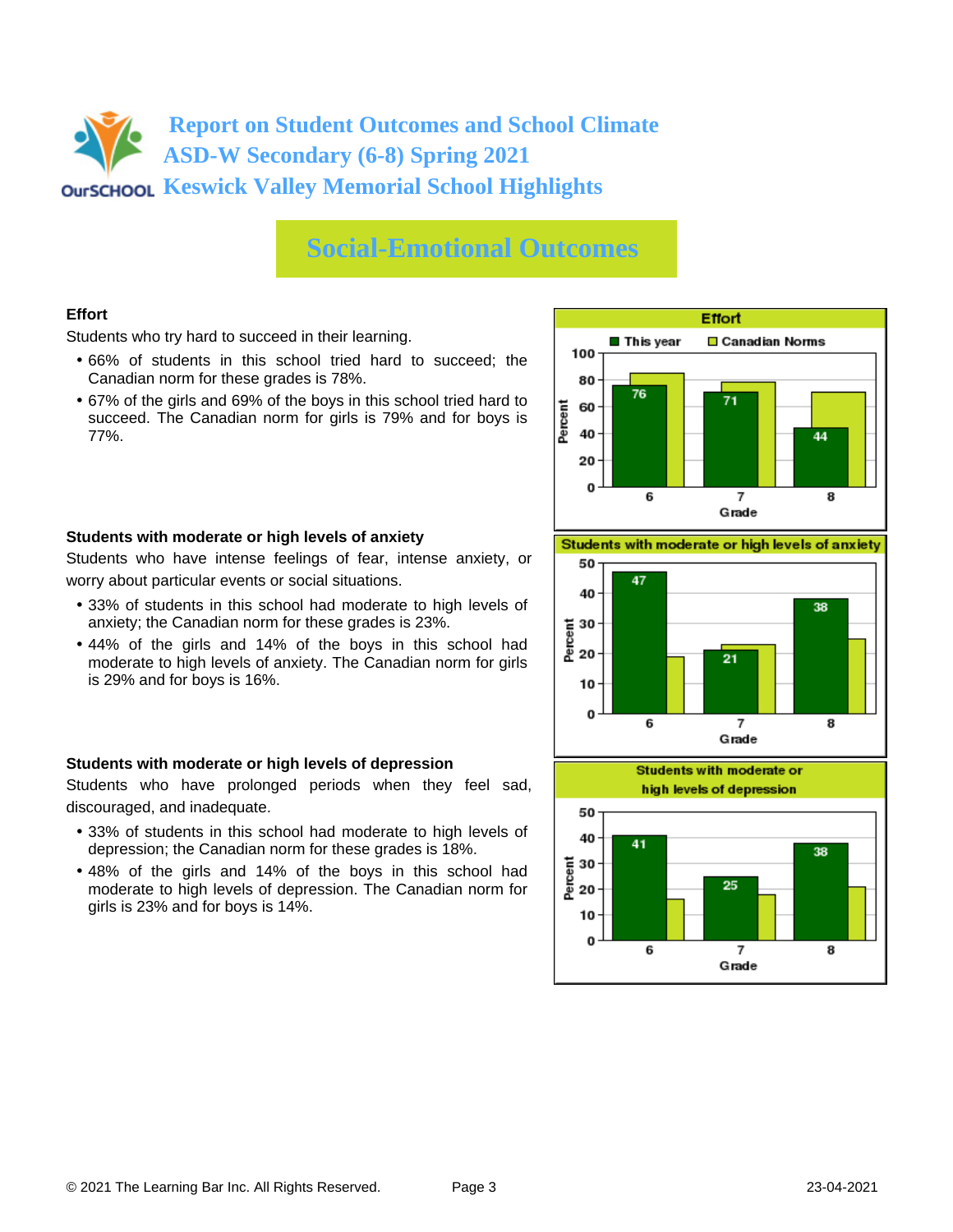# Report on Student Outcomes and School Climate
## ASD-W Secondary (6-8) Spring 2021
## Keswick Valley Memorial School Highlights

# Social-Emotional Outcomes

### Effort

Students who try hard to succeed in their learning.

- 66% of students in this school tried hard to succeed; the Canadian norm for these grades is 78%.
- 67% of the girls and 69% of the boys in this school tried hard to succeed. The Canadian norm for girls is 79% and for boys is 77%.

**Effort**

| Grade | This year | Canadian Norms |
|---|---|---|
| 6 | 76 | |
| 7 | 71 | |
| 8 | 44 | |

### Students with moderate or high levels of anxiety

Students who have intense feelings of fear, intense anxiety, or worry about particular events or social situations.

- 33% of students in this school had moderate to high levels of anxiety; the Canadian norm for these grades is 23%.
- 44% of the girls and 14% of the boys in this school had moderate to high levels of anxiety. The Canadian norm for girls is 29% and for boys is 16%.

**Students with moderate or high levels of anxiety**

| Grade | This year | Canadian Norms |
|---|---|---|
| 6 | 47 | |
| 7 | 21 | |
| 8 | 38 | |

### Students with moderate or high levels of depression

Students who have prolonged periods when they feel sad, discouraged, and inadequate.

- 33% of students in this school had moderate to high levels of depression; the Canadian norm for these grades is 18%.
- 48% of the girls and 14% of the boys in this school had moderate to high levels of depression. The Canadian norm for girls is 23% and for boys is 14%.

**Students with moderate or high levels of depression**

| Grade | This year | Canadian Norms |
|---|---|---|
| 6 | 41 | |
| 7 | 25 | |
| 8 | 38 | |

© 2021 The Learning Bar Inc. All Rights Reserved. 23-04-2021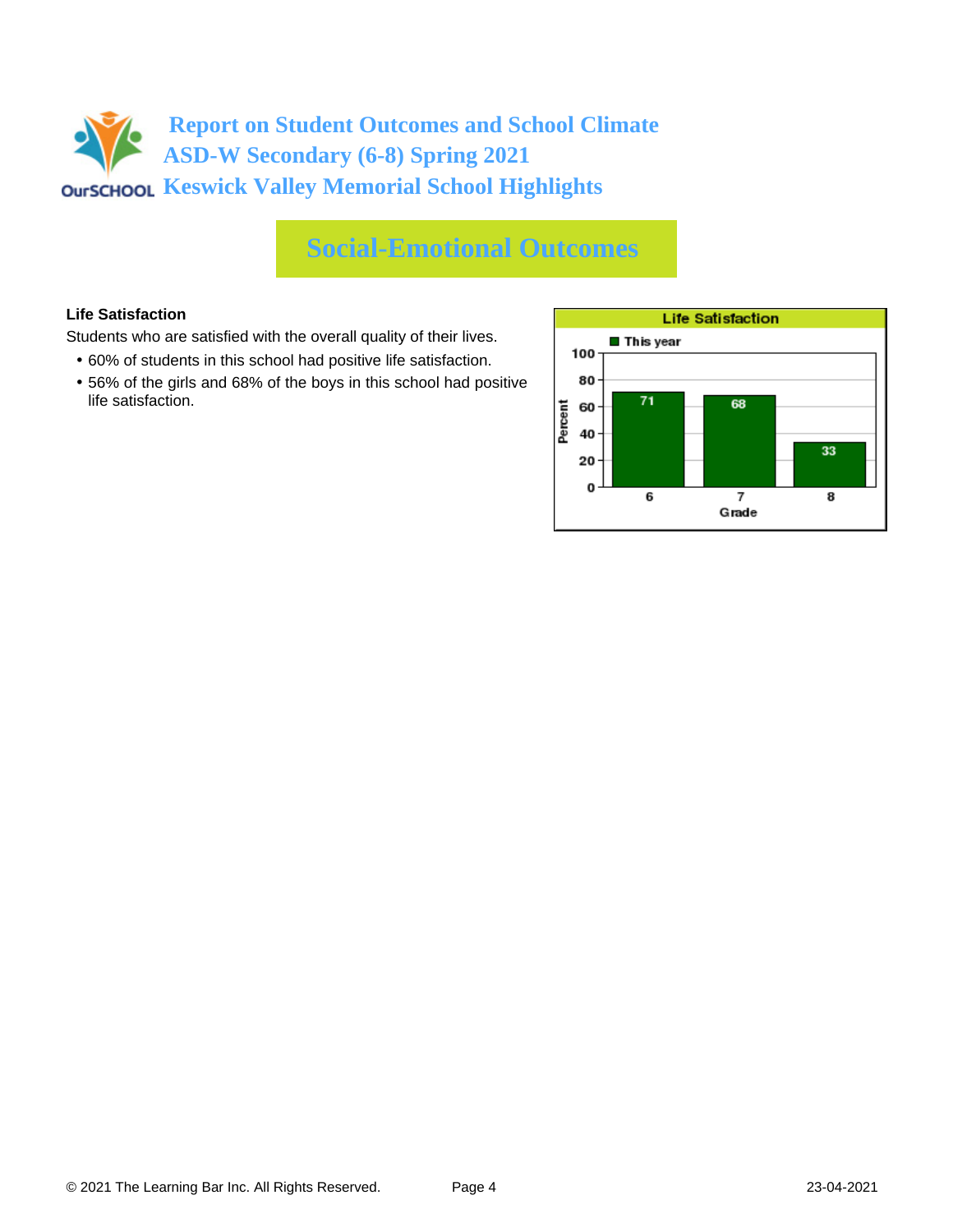# Report on Student Outcomes and School Climate
## ASD-W Secondary (6-8) Spring 2021
## Keswick Valley Memorial School Highlights

## Social-Emotional Outcomes

**Life Satisfaction**

Students who are satisfied with the overall quality of their lives.

- 60% of students in this school had positive life satisfaction.
- 56% of the girls and 68% of the boys in this school had positive life satisfaction.

**Life Satisfaction**

| Grade | This year (Percent) |
|---|---|
| 6 | 71 |
| 7 | 68 |
| 8 | 33 |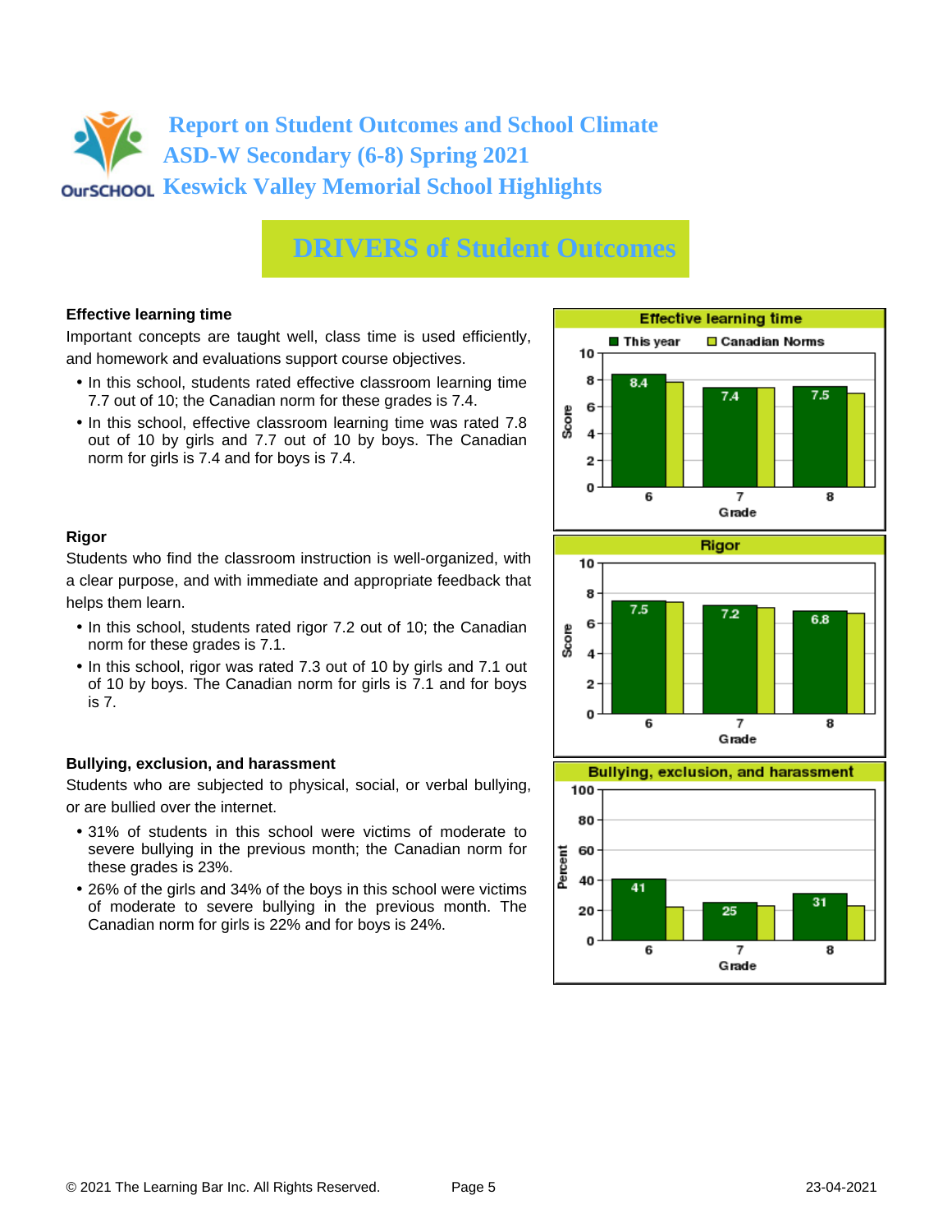# Report on Student Outcomes and School Climate
# ASD-W Secondary (6-8) Spring 2021
# Keswick Valley Memorial School Highlights

## DRIVERS of Student Outcomes

### Effective learning time

Important concepts are taught well, class time is used efficiently, and homework and evaluations support course objectives.

- In this school, students rated effective classroom learning time 7.7 out of 10; the Canadian norm for these grades is 7.4.
- In this school, effective classroom learning time was rated 7.8 out of 10 by girls and 7.7 out of 10 by boys. The Canadian norm for girls is 7.4 and for boys is 7.4.

**Effective learning time**

| Grade | This year | Canadian Norms |
|---|---|---|
| 6 | 8.4 | |
| 7 | 7.4 | |
| 8 | 7.5 | |

### Rigor

Students who find the classroom instruction is well-organized, with a clear purpose, and with immediate and appropriate feedback that helps them learn.

- In this school, students rated rigor 7.2 out of 10; the Canadian norm for these grades is 7.1.
- In this school, rigor was rated 7.3 out of 10 by girls and 7.1 out of 10 by boys. The Canadian norm for girls is 7.1 and for boys is 7.

**Rigor**

| Grade | This year | Canadian Norms |
|---|---|---|
| 6 | 7.5 | |
| 7 | 7.2 | |
| 8 | 6.8 | |

### Bullying, exclusion, and harassment

Students who are subjected to physical, social, or verbal bullying, or are bullied over the internet.

- 31% of students in this school were victims of moderate to severe bullying in the previous month; the Canadian norm for these grades is 23%.
- 26% of the girls and 34% of the boys in this school were victims of moderate to severe bullying in the previous month. The Canadian norm for girls is 22% and for boys is 24%.

**Bullying, exclusion, and harassment** (Percent)

| Grade | This year | Canadian Norms |
|---|---|---|
| 6 | 41 | |
| 7 | 25 | |
| 8 | 31 | |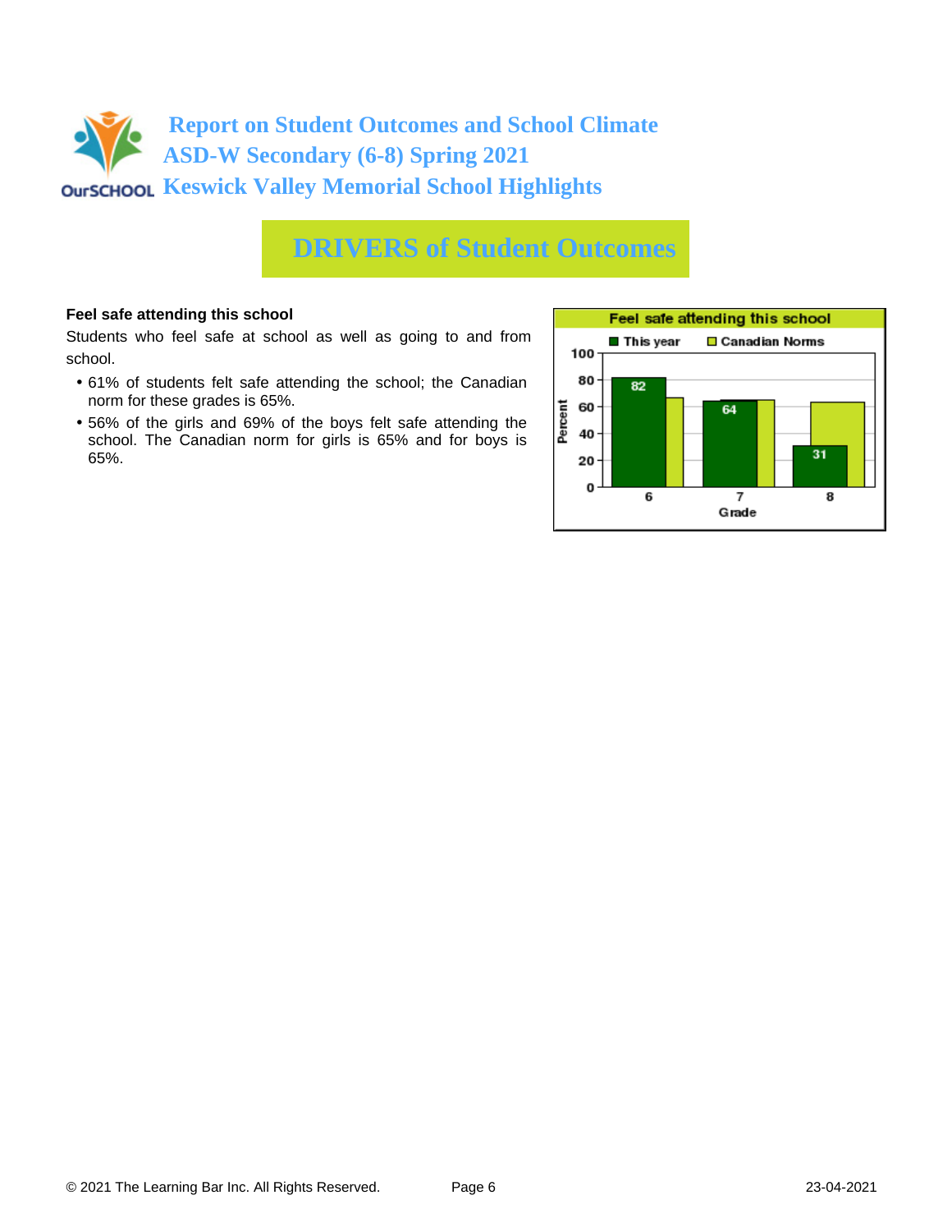# Report on Student Outcomes and School Climate
## ASD-W Secondary (6-8) Spring 2021
## Keswick Valley Memorial School Highlights

## DRIVERS of Student Outcomes

**Feel safe attending this school**

Students who feel safe at school as well as going to and from school.

- 61% of students felt safe attending the school; the Canadian norm for these grades is 65%.
- 56% of the girls and 69% of the boys felt safe attending the school. The Canadian norm for girls is 65% and for boys is 65%.

**Feel safe attending this school**

| Grade | This year | Canadian Norms |
|---|---|---|
| 6 | 82 | |
| 7 | 64 | |
| 8 | 31 | |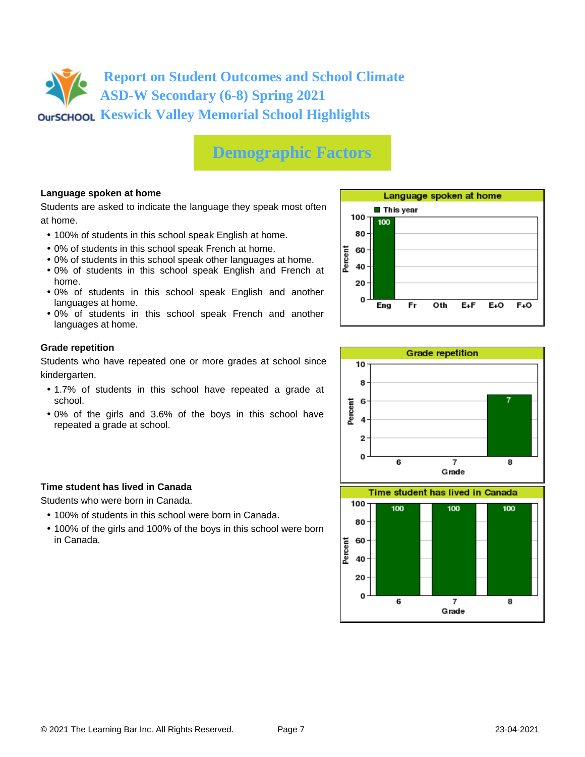# Report on Student Outcomes and School Climate
# ASD-W Secondary (6-8) Spring 2021
# Keswick Valley Memorial School Highlights

## Demographic Factors

### Language spoken at home

Students are asked to indicate the language they speak most often at home.

- 100% of students in this school speak English at home.
- 0% of students in this school speak French at home.
- 0% of students in this school speak other languages at home.
- 0% of students in this school speak English and French at home.
- 0% of students in this school speak English and another languages at home.
- 0% of students in this school speak French and another languages at home.

**Language spoken at home**

| | Eng | Fr | Oth | E+F | E+O | F+O |
|---|---|---|---|---|---|---|
| This year (Percent) | 100 | | | | | |

### Grade repetition

Students who have repeated one or more grades at school since kindergarten.

- 1.7% of students in this school have repeated a grade at school.
- 0% of the girls and 3.6% of the boys in this school have repeated a grade at school.

**Grade repetition**

| Grade | 6 | 7 | 8 |
|---|---|---|---|
| Percent | | | 7 |

### Time student has lived in Canada

Students who were born in Canada.

- 100% of students in this school were born in Canada.
- 100% of the girls and 100% of the boys in this school were born in Canada.

**Time student has lived in Canada**

| Grade | 6 | 7 | 8 |
|---|---|---|---|
| Percent | 100 | 100 | 100 |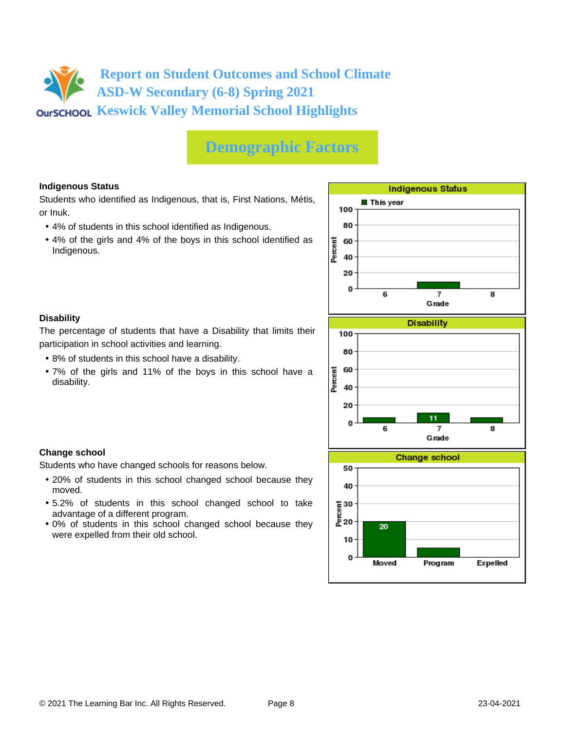# Report on Student Outcomes and School Climate
## ASD-W Secondary (6-8) Spring 2021
## Keswick Valley Memorial School Highlights

## Demographic Factors

### Indigenous Status

Students who identified as Indigenous, that is, First Nations, Métis, or Inuk.

- 4% of students in this school identified as Indigenous.
- 4% of the girls and 4% of the boys in this school identified as Indigenous.

### Disability

The percentage of students that have a Disability that limits their participation in school activities and learning.

- 8% of students in this school have a disability.
- 7% of the girls and 11% of the boys in this school have a disability.

### Change school

Students who have changed schools for reasons below.

- 20% of students in this school changed school because they moved.
- 5.2% of students in this school changed school to take advantage of a different program.
- 0% of students in this school changed school because they were expelled from their old school.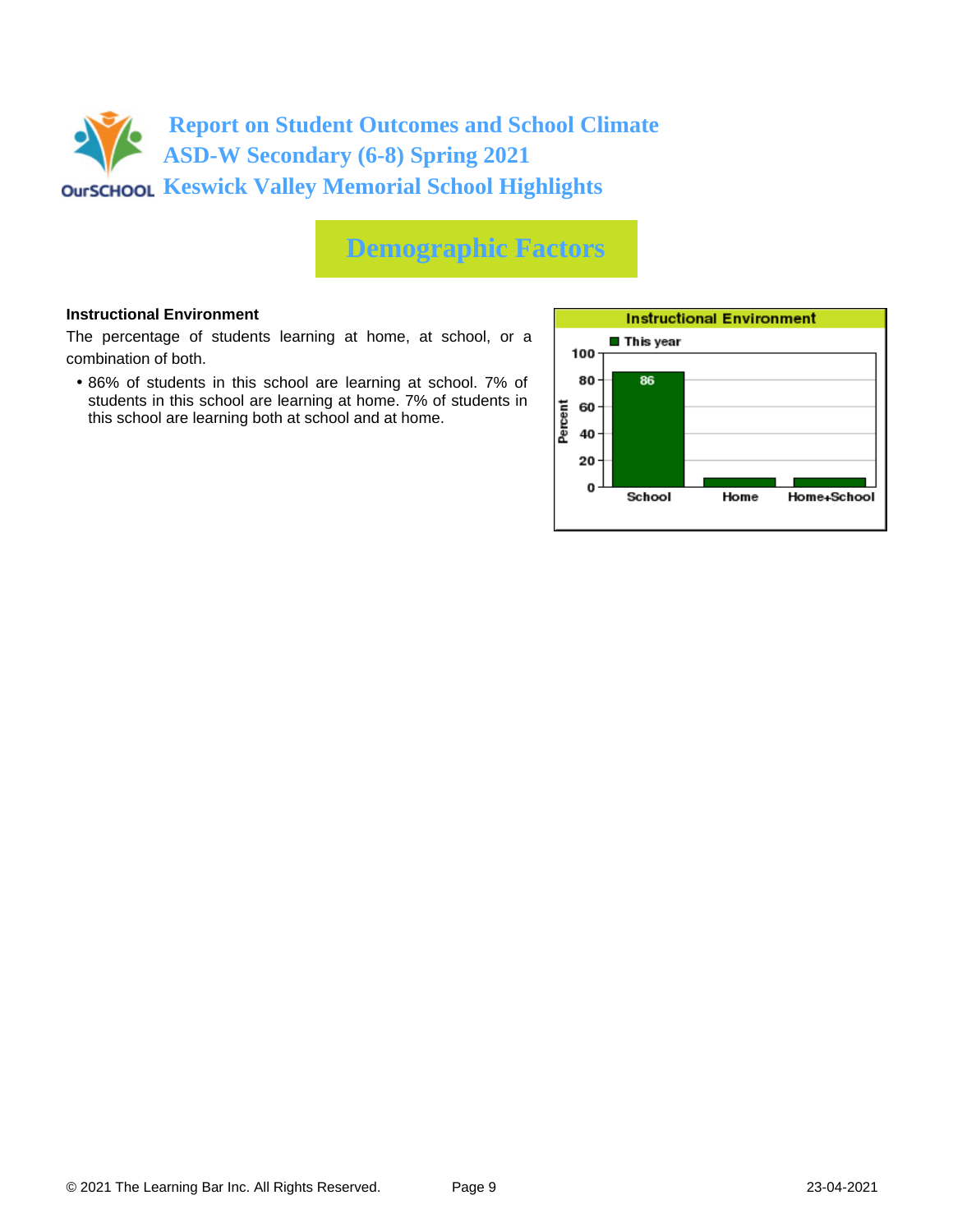# Report on Student Outcomes and School Climate
## ASD-W Secondary (6-8) Spring 2021
## Keswick Valley Memorial School Highlights

## Demographic Factors

**Instructional Environment**

The percentage of students learning at home, at school, or a combination of both.

- 86% of students in this school are learning at school. 7% of students in this school are learning at home. 7% of students in this school are learning both at school and at home.

**Instructional Environment**

| | This year (Percent) |
|---|---|
| School | 86 |
| Home | |
| Home+School | |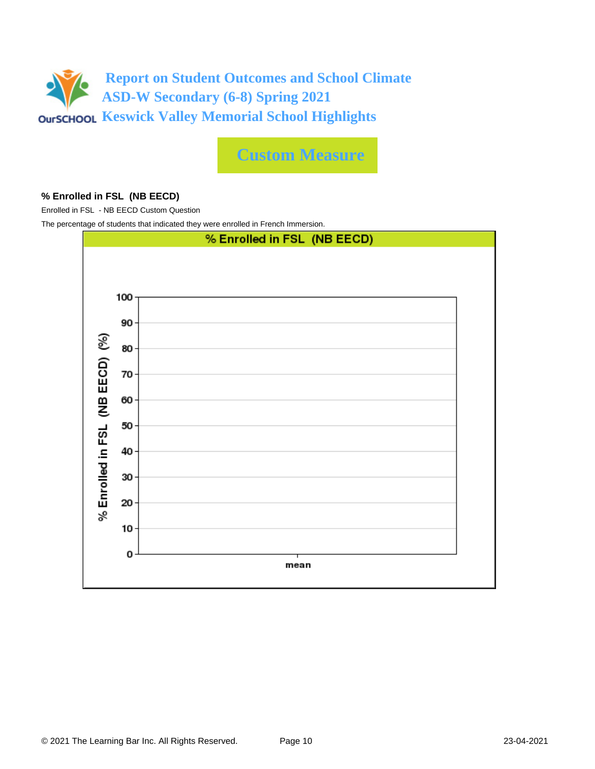# Report on Student Outcomes and School Climate
## ASD-W Secondary (6-8) Spring 2021
## Keswick Valley Memorial School Highlights

## Custom Measure

**% Enrolled in FSL (NB EECD)**

Enrolled in FSL - NB EECD Custom Question

The percentage of students that indicated they were enrolled in French Immersion.

% Enrolled in FSL (NB EECD)

% Enrolled in FSL (NB EECD) (%)

100
90
80
70
60
50
40
30
20
10
0

mean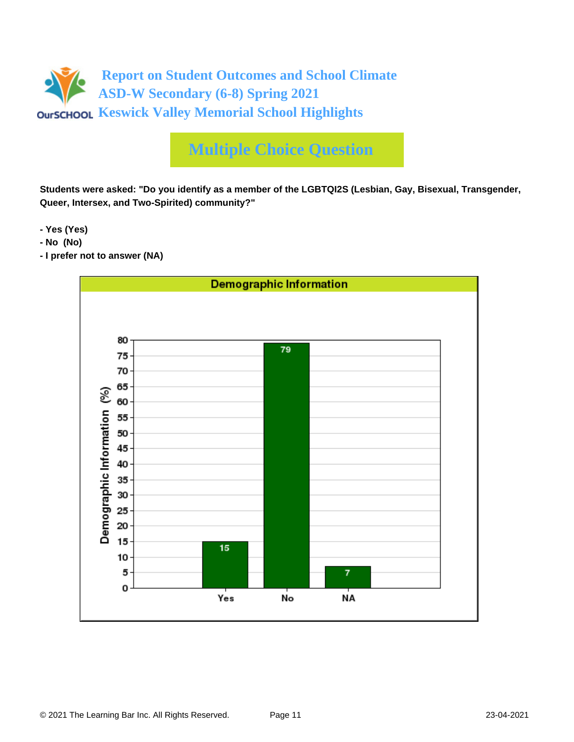# Report on Student Outcomes and School Climate
## ASD-W Secondary (6-8) Spring 2021
## Keswick Valley Memorial School Highlights

## Multiple Choice Question

**Students were asked: "Do you identify as a member of the LGBTQI2S (Lesbian, Gay, Bisexual, Transgender, Queer, Intersex, and Two-Spirited) community?"**

- **Yes (Yes)**
- **No (No)**
- **I prefer not to answer (NA)**

**Demographic Information**

| Response | Demographic Information (%) |
|---|---|
| Yes | 15 |
| No | 79 |
| NA | 7 |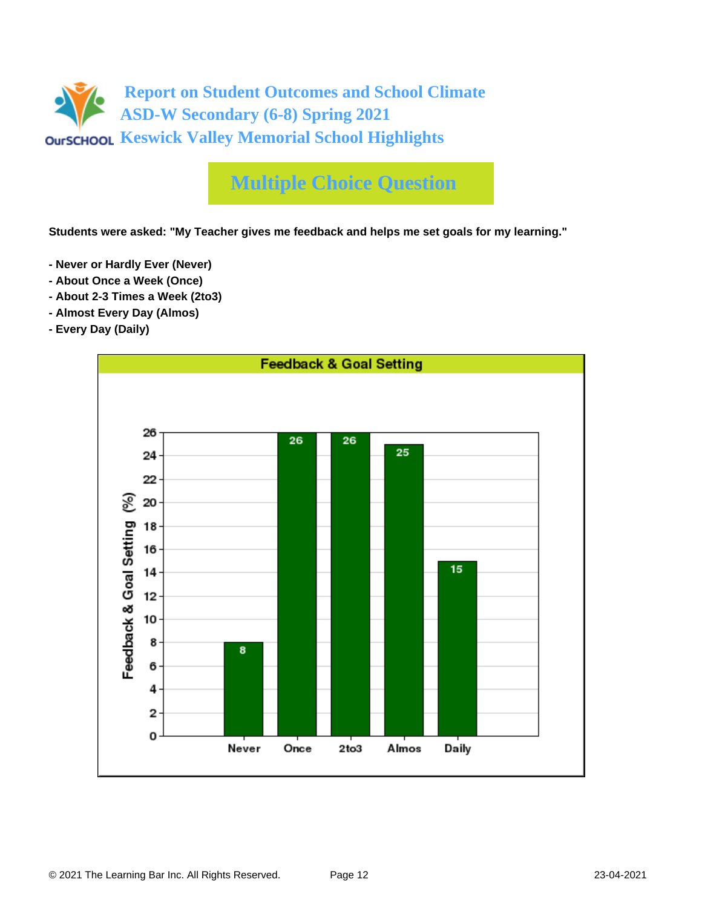# Report on Student Outcomes and School Climate
## ASD-W Secondary (6-8) Spring 2021
## Keswick Valley Memorial School Highlights

## Multiple Choice Question

**Students were asked: "My Teacher gives me feedback and helps me set goals for my learning."**

- **Never or Hardly Ever (Never)**
- **About Once a Week (Once)**
- **About 2-3 Times a Week (2to3)**
- **Almost Every Day (Almos)**
- **Every Day (Daily)**

**Feedback & Goal Setting**

| Response | Feedback & Goal Setting (%) |
| --- | --- |
| Never | 8 |
| Once | 26 |
| 2to3 | 26 |
| Almos | 25 |
| Daily | 15 |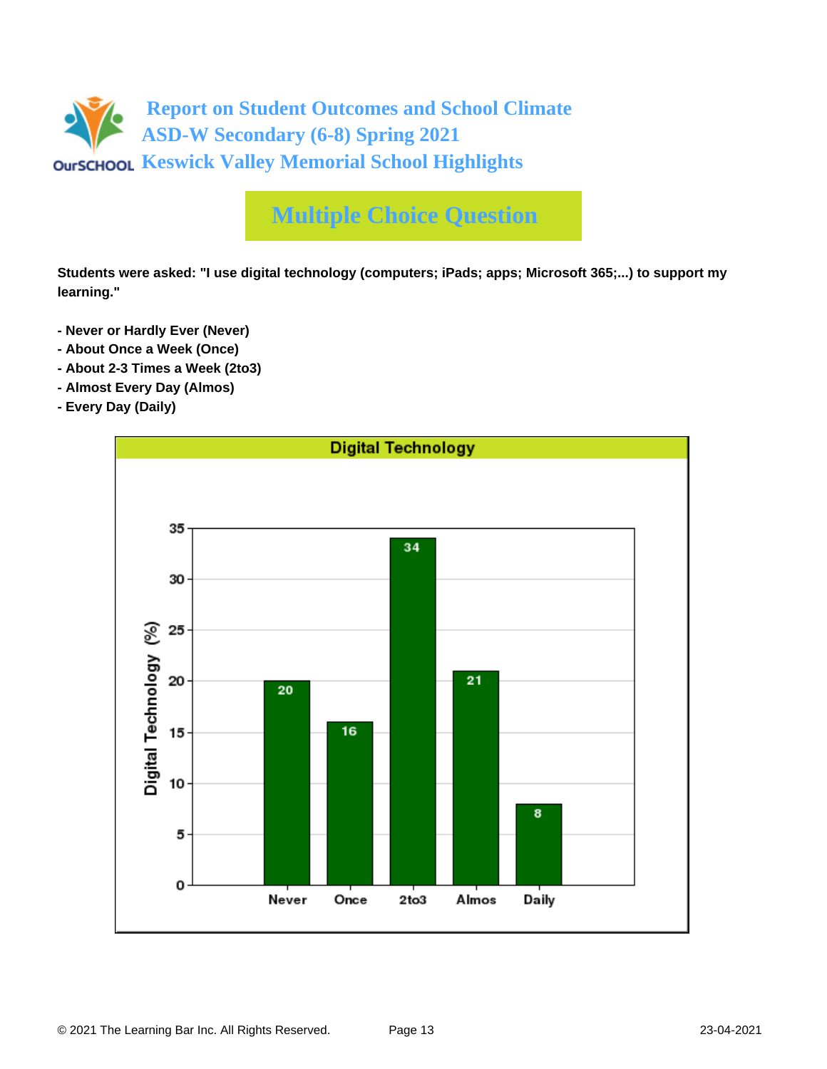# Report on Student Outcomes and School Climate
## ASD-W Secondary (6-8) Spring 2021
## Keswick Valley Memorial School Highlights

## Multiple Choice Question

**Students were asked: "I use digital technology (computers; iPads; apps; Microsoft 365;...) to support my learning."**

- **Never or Hardly Ever (Never)**
- **About Once a Week (Once)**
- **About 2-3 Times a Week (2to3)**
- **Almost Every Day (Almos)**
- **Every Day (Daily)**

**Digital Technology**

| Response | Digital Technology (%) |
|---|---|
| Never | 20 |
| Once | 16 |
| 2to3 | 34 |
| Almos | 21 |
| Daily | 8 |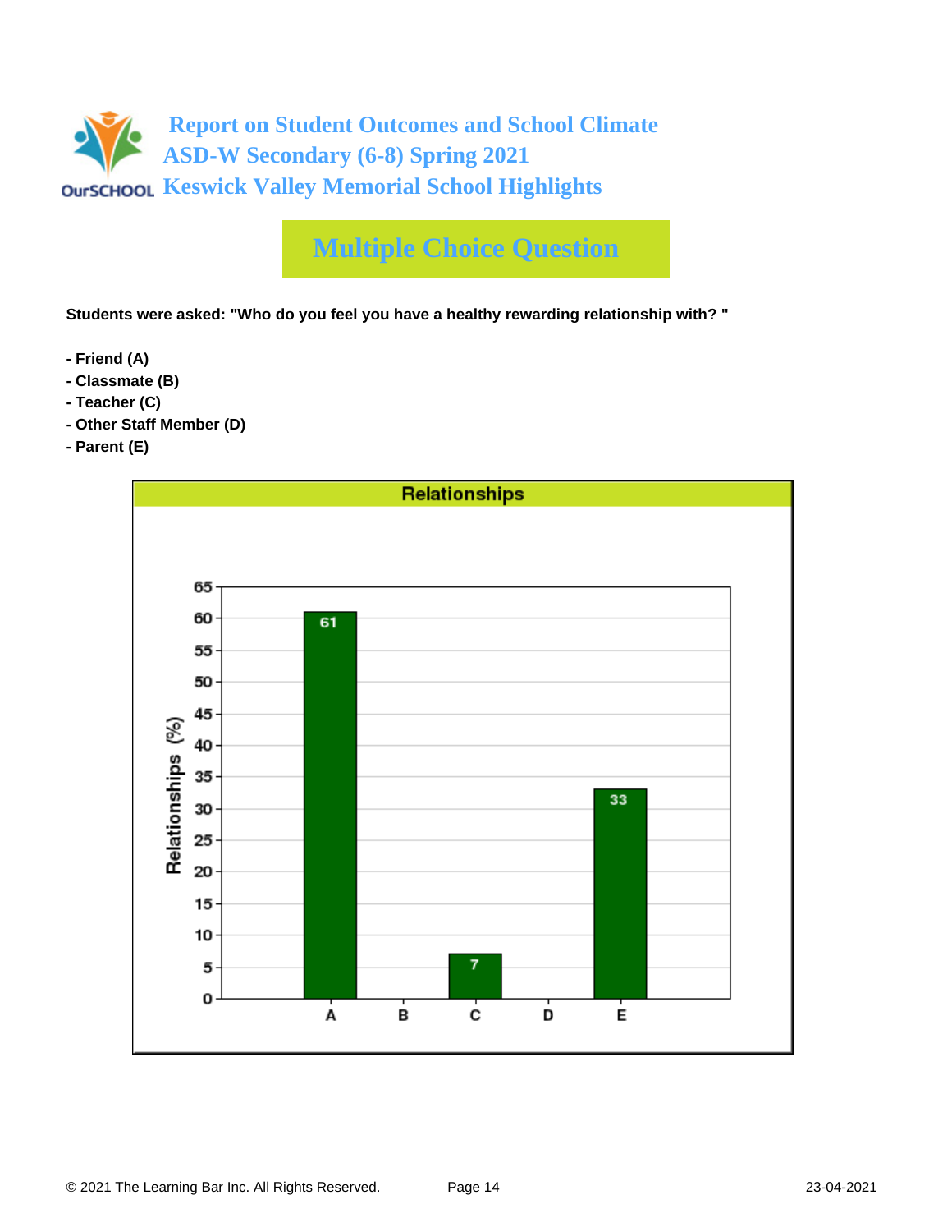# Report on Student Outcomes and School Climate
# ASD-W Secondary (6-8) Spring 2021
# Keswick Valley Memorial School Highlights

## Multiple Choice Question

**Students were asked: "Who do you feel you have a healthy rewarding relationship with? "**

- **- Friend (A)**
- **- Classmate (B)**
- **- Teacher (C)**
- **- Other Staff Member (D)**
- **- Parent (E)**

**Relationships**

| | Relationships (%) |
|---|---|
| A | 61 |
| B | |
| C | 7 |
| D | |
| E | 33 |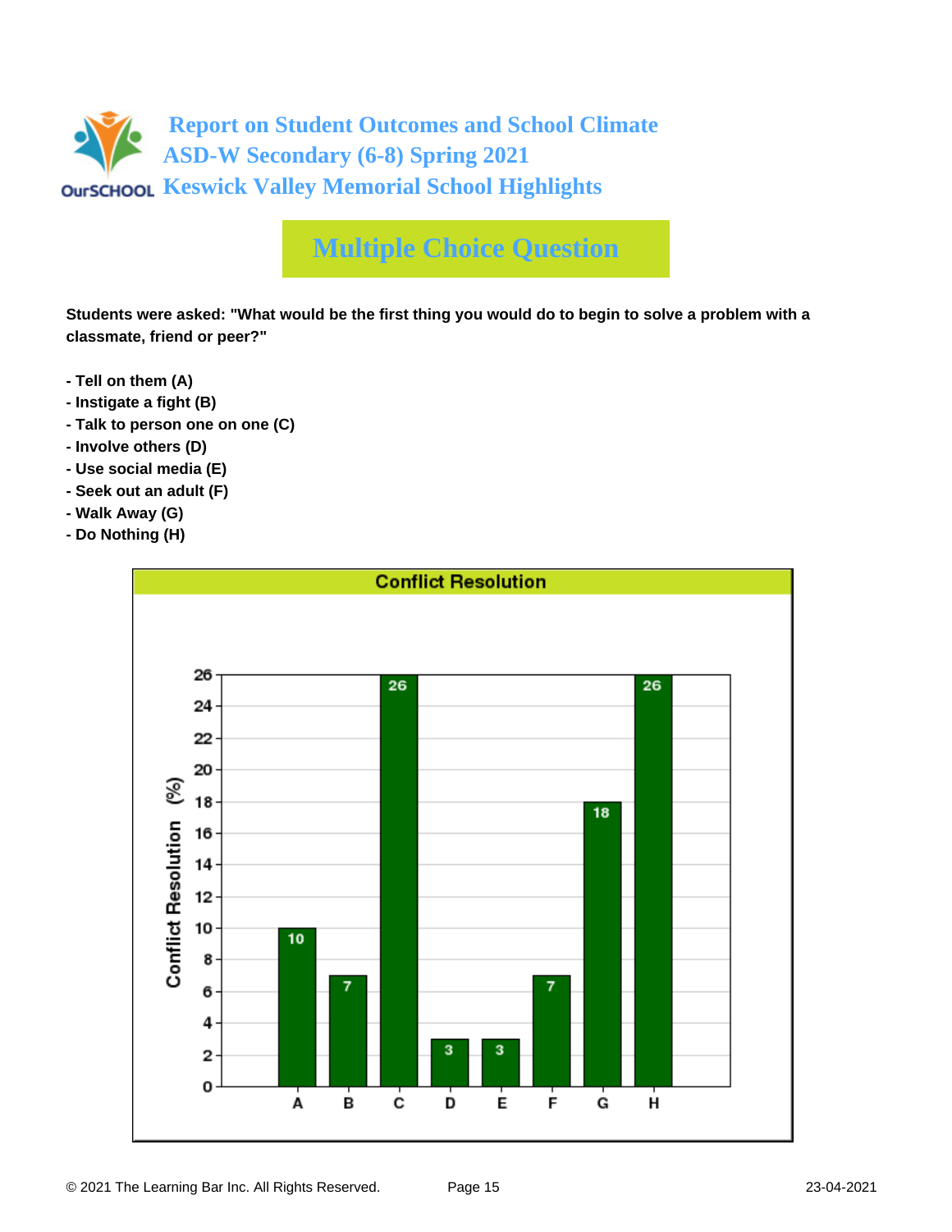# Report on Student Outcomes and School Climate
## ASD-W Secondary (6-8) Spring 2021
## Keswick Valley Memorial School Highlights

## Multiple Choice Question

**Students were asked: "What would be the first thing you would do to begin to solve a problem with a classmate, friend or peer?"**

**- Tell on them (A)**
**- Instigate a fight (B)**
**- Talk to person one on one (C)**
**- Involve others (D)**
**- Use social media (E)**
**- Seek out an adult (F)**
**- Walk Away (G)**
**- Do Nothing (H)**

Conflict Resolution

Conflict Resolution (%)

0
2
4
6
8
10
12
14
16
18
20
22
24
26

10
7
26
3
3
7
18
26

A
B
C
D
E
F
G
H